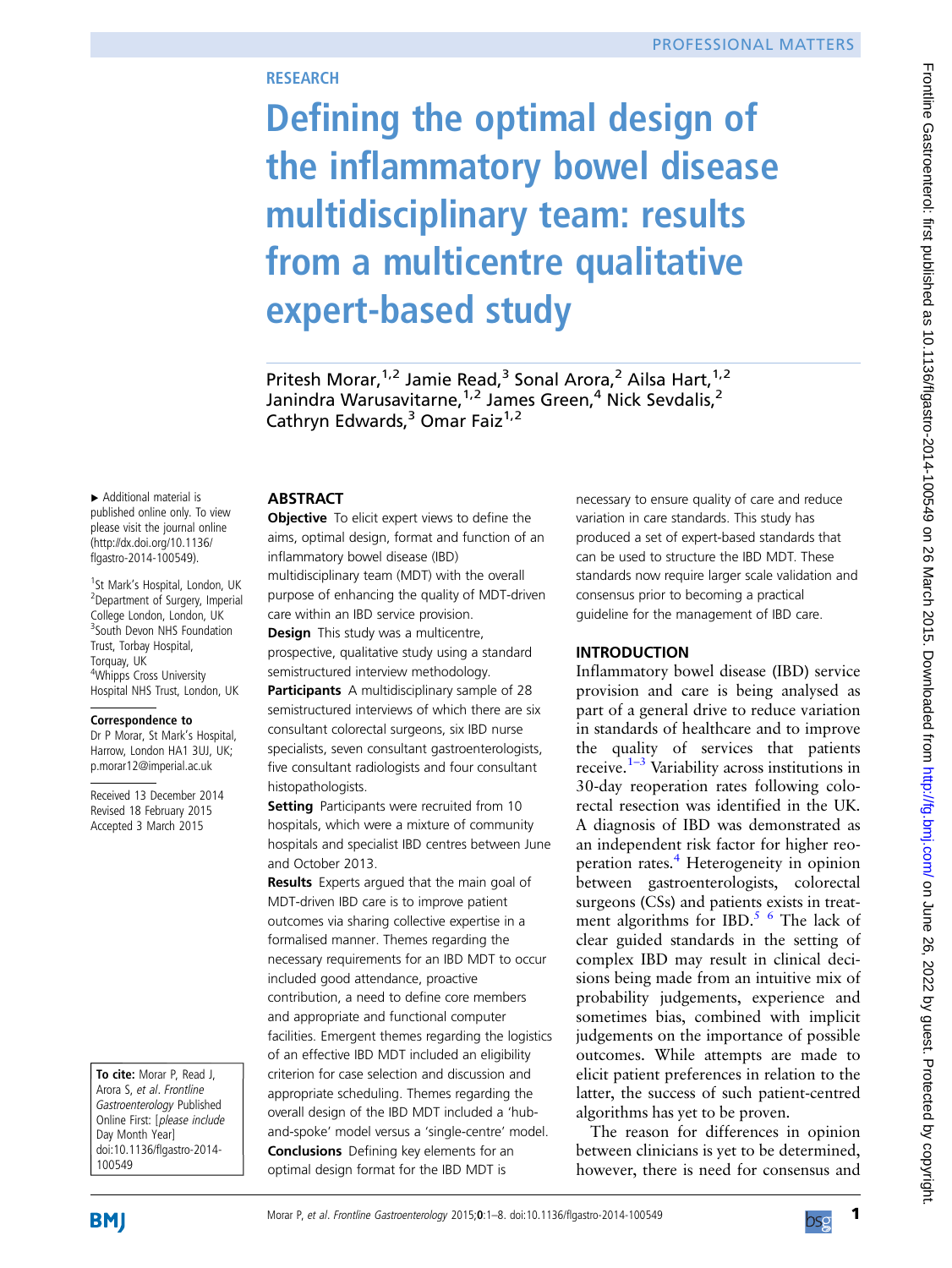RESEARCH

# Defining the optimal design of the inflammatory bowel disease multidisciplinary team: results from a multicentre qualitative expert-based study

Pritesh Morar,[1,2] Jamie Read,[3] Sonal Arora,[2] Ailsa Hart,[1,2] Janindra Warusavitarne,[1,2] James Green,[4] Nick Sevdalis,[2] Cathryn Edwards,[3] Omar Faiz[1,2]

► Additional material is published online only. To view please visit the journal online (http://dx.doi.org/10.1136/flgastro-2014-100549).

[1]St Mark's Hospital, London, UK
[2]Department of Surgery, Imperial College London, London, UK
[3]South Devon NHS Foundation Trust, Torbay Hospital, Torquay, UK
[4]Whipps Cross University Hospital NHS Trust, London, UK

**Correspondence to**
Dr P Morar, St Mark's Hospital, Harrow, London HA1 3UJ, UK; p.morar12@imperial.ac.uk

Received 13 December 2014
Revised 18 February 2015
Accepted 3 March 2015

**To cite:** Morar P, Read J, Arora S, *et al*. *Frontline Gastroenterology* Published Online First: [*please include* Day Month Year] doi:10.1136/flgastro-2014-100549

## ABSTRACT

**Objective** To elicit expert views to define the aims, optimal design, format and function of an inflammatory bowel disease (IBD) multidisciplinary team (MDT) with the overall purpose of enhancing the quality of MDT-driven care within an IBD service provision.

**Design** This study was a multicentre, prospective, qualitative study using a standard semistructured interview methodology.

**Participants** A multidisciplinary sample of 28 semistructured interviews of which there are six consultant colorectal surgeons, six IBD nurse specialists, seven consultant gastroenterologists, five consultant radiologists and four consultant histopathologists.

**Setting** Participants were recruited from 10 hospitals, which were a mixture of community hospitals and specialist IBD centres between June and October 2013.

**Results** Experts argued that the main goal of MDT-driven IBD care is to improve patient outcomes via sharing collective expertise in a formalised manner. Themes regarding the necessary requirements for an IBD MDT to occur included good attendance, proactive contribution, a need to define core members and appropriate and functional computer facilities. Emergent themes regarding the logistics of an effective IBD MDT included an eligibility criterion for case selection and discussion and appropriate scheduling. Themes regarding the overall design of the IBD MDT included a 'hub-and-spoke' model versus a 'single-centre' model.

**Conclusions** Defining key elements for an optimal design format for the IBD MDT is necessary to ensure quality of care and reduce variation in care standards. This study has produced a set of expert-based standards that can be used to structure the IBD MDT. These standards now require larger scale validation and consensus prior to becoming a practical guideline for the management of IBD care.

## INTRODUCTION

Inflammatory bowel disease (IBD) service provision and care is being analysed as part of a general drive to reduce variation in standards of healthcare and to improve the quality of services that patients receive.[1–3] Variability across institutions in 30-day reoperation rates following colorectal resection was identified in the UK. A diagnosis of IBD was demonstrated as an independent risk factor for higher reoperation rates.[4] Heterogeneity in opinion between gastroenterologists, colorectal surgeons (CSs) and patients exists in treatment algorithms for IBD.[5 6] The lack of clear guided standards in the setting of complex IBD may result in clinical decisions being made from an intuitive mix of probability judgements, experience and sometimes bias, combined with implicit judgements on the importance of possible outcomes. While attempts are made to elicit patient preferences in relation to the latter, the success of such patient-centred algorithms has yet to be proven.

The reason for differences in opinion between clinicians is yet to be determined, however, there is need for consensus and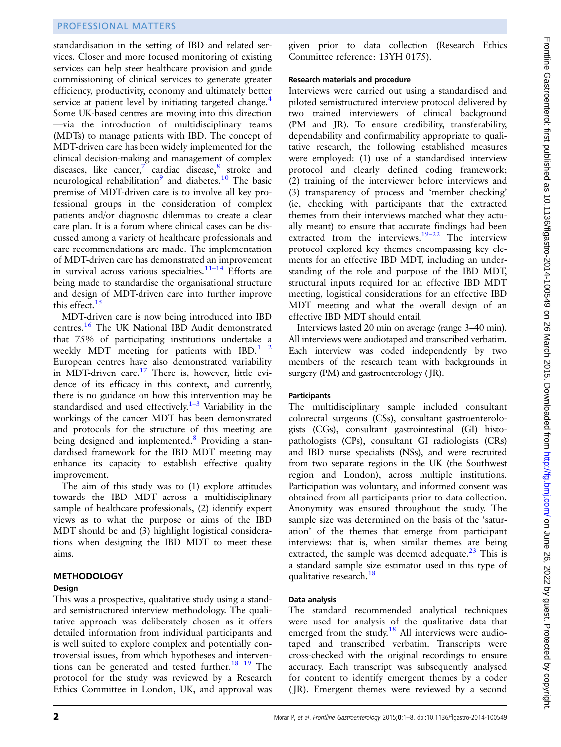standardisation in the setting of IBD and related services. Closer and more focused monitoring of existing services can help steer healthcare provision and guide commissioning of clinical services to generate greater efficiency, productivity, economy and ultimately better service at patient level by initiating targeted change.[4] Some UK-based centres are moving into this direction—via the introduction of multidisciplinary teams (MDTs) to manage patients with IBD. The concept of MDT-driven care has been widely implemented for the clinical decision-making and management of complex diseases, like cancer,[7] cardiac disease,[8] stroke and neurological rehabilitation[9] and diabetes.[10] The basic premise of MDT-driven care is to involve all key professional groups in the consideration of complex patients and/or diagnostic dilemmas to create a clear care plan. It is a forum where clinical cases can be discussed among a variety of healthcare professionals and care recommendations are made. The implementation of MDT-driven care has demonstrated an improvement in survival across various specialties.[11–14] Efforts are being made to standardise the organisational structure and design of MDT-driven care into further improve this effect.[15]

MDT-driven care is now being introduced into IBD centres.[16] The UK National IBD Audit demonstrated that 75% of participating institutions undertake a weekly MDT meeting for patients with IBD.[1 2] European centres have also demonstrated variability in MDT-driven care.[17] There is, however, little evidence of its efficacy in this context, and currently, there is no guidance on how this intervention may be standardised and used effectively.[1–3] Variability in the workings of the cancer MDT has been demonstrated and protocols for the structure of this meeting are being designed and implemented.[8] Providing a standardised framework for the IBD MDT meeting may enhance its capacity to establish effective quality improvement.

The aim of this study was to (1) explore attitudes towards the IBD MDT across a multidisciplinary sample of healthcare professionals, (2) identify expert views as to what the purpose or aims of the IBD MDT should be and (3) highlight logistical considerations when designing the IBD MDT to meet these aims.

## METHODOLOGY

### Design

This was a prospective, qualitative study using a standard semistructured interview methodology. The qualitative approach was deliberately chosen as it offers detailed information from individual participants and is well suited to explore complex and potentially controversial issues, from which hypotheses and interventions can be generated and tested further.[18 19] The protocol for the study was reviewed by a Research Ethics Committee in London, UK, and approval was given prior to data collection (Research Ethics Committee reference: 13YH 0175).

### Research materials and procedure

Interviews were carried out using a standardised and piloted semistructured interview protocol delivered by two trained interviewers of clinical background (PM and JR). To ensure credibility, transferability, dependability and confirmability appropriate to qualitative research, the following established measures were employed: (1) use of a standardised interview protocol and clearly defined coding framework; (2) training of the interviewer before interviews and (3) transparency of process and 'member checking' (ie, checking with participants that the extracted themes from their interviews matched what they actually meant) to ensure that accurate findings had been extracted from the interviews.[19–22] The interview protocol explored key themes encompassing key elements for an effective IBD MDT, including an understanding of the role and purpose of the IBD MDT, structural inputs required for an effective IBD MDT meeting, logistical considerations for an effective IBD MDT meeting and what the overall design of an effective IBD MDT should entail.

Interviews lasted 20 min on average (range 3–40 min). All interviews were audiotaped and transcribed verbatim. Each interview was coded independently by two members of the research team with backgrounds in surgery (PM) and gastroenterology (JR).

### Participants

The multidisciplinary sample included consultant colorectal surgeons (CSs), consultant gastroenterologists (CGs), consultant gastrointestinal (GI) histopathologists (CPs), consultant GI radiologists (CRs) and IBD nurse specialists (NSs), and were recruited from two separate regions in the UK (the Southwest region and London), across multiple institutions. Participation was voluntary, and informed consent was obtained from all participants prior to data collection. Anonymity was ensured throughout the study. The sample size was determined on the basis of the 'saturation' of the themes that emerge from participant interviews: that is, when similar themes are being extracted, the sample was deemed adequate.[23] This is a standard sample size estimator used in this type of qualitative research.[18]

### Data analysis

The standard recommended analytical techniques were used for analysis of the qualitative data that emerged from the study.[18] All interviews were audiotaped and transcribed verbatim. Transcripts were cross-checked with the original recordings to ensure accuracy. Each transcript was subsequently analysed for content to identify emergent themes by a coder (JR). Emergent themes were reviewed by a second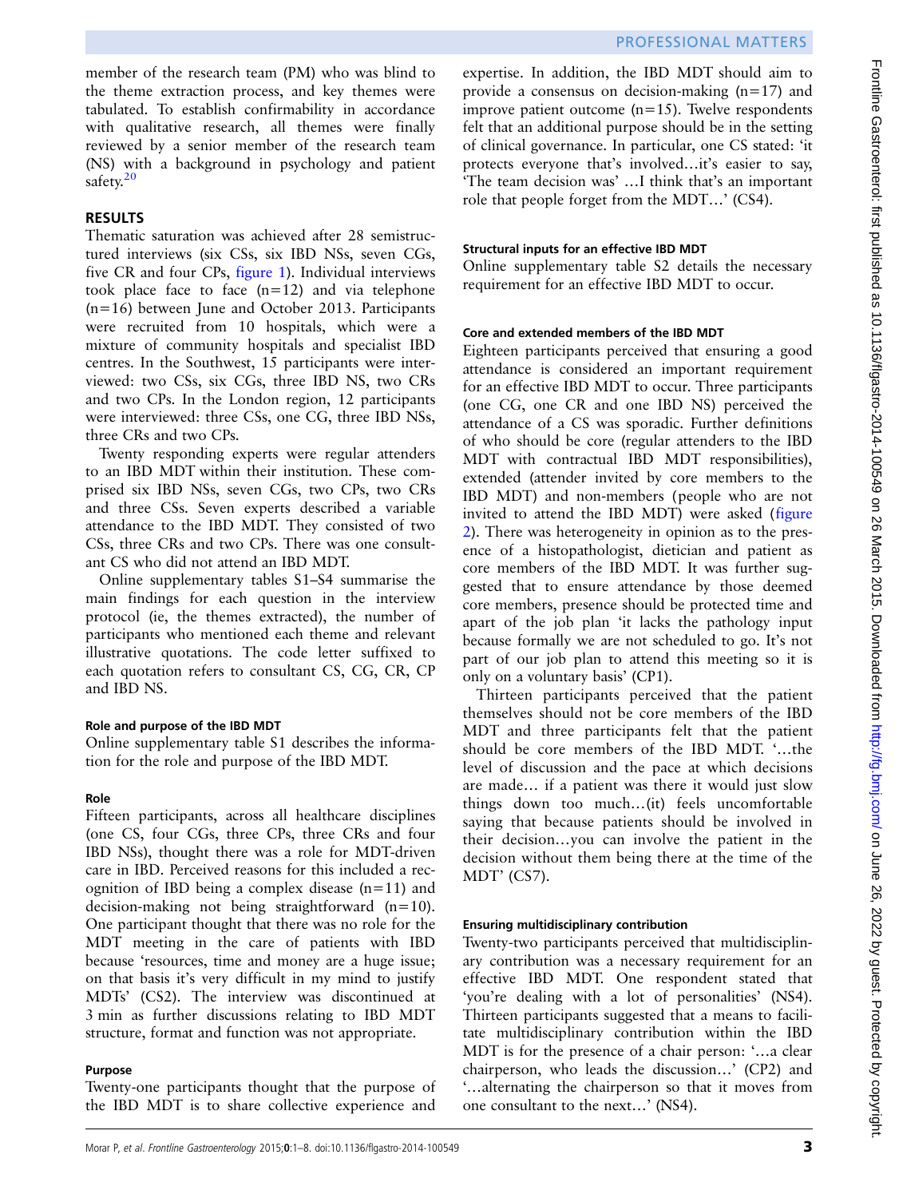member of the research team (PM) who was blind to the theme extraction process, and key themes were tabulated. To establish confirmability in accordance with qualitative research, all themes were finally reviewed by a senior member of the research team (NS) with a background in psychology and patient safety.[20]

## RESULTS

Thematic saturation was achieved after 28 semistructured interviews (six CSs, six IBD NSs, seven CGs, five CR and four CPs, figure 1). Individual interviews took place face to face (n=12) and via telephone (n=16) between June and October 2013. Participants were recruited from 10 hospitals, which were a mixture of community hospitals and specialist IBD centres. In the Southwest, 15 participants were interviewed: two CSs, six CGs, three IBD NS, two CRs and two CPs. In the London region, 12 participants were interviewed: three CSs, one CG, three IBD NSs, three CRs and two CPs.

Twenty responding experts were regular attenders to an IBD MDT within their institution. These comprised six IBD NSs, seven CGs, two CPs, two CRs and three CSs. Seven experts described a variable attendance to the IBD MDT. They consisted of two CSs, three CRs and two CPs. There was one consultant CS who did not attend an IBD MDT.

Online supplementary tables S1–S4 summarise the main findings for each question in the interview protocol (ie, the themes extracted), the number of participants who mentioned each theme and relevant illustrative quotations. The code letter suffixed to each quotation refers to consultant CS, CG, CR, CP and IBD NS.

### Role and purpose of the IBD MDT

Online supplementary table S1 describes the information for the role and purpose of the IBD MDT.

#### Role

Fifteen participants, across all healthcare disciplines (one CS, four CGs, three CPs, three CRs and four IBD NSs), thought there was a role for MDT-driven care in IBD. Perceived reasons for this included a recognition of IBD being a complex disease (n=11) and decision-making not being straightforward (n=10). One participant thought that there was no role for the MDT meeting in the care of patients with IBD because 'resources, time and money are a huge issue; on that basis it's very difficult in my mind to justify MDTs' (CS2). The interview was discontinued at 3 min as further discussions relating to IBD MDT structure, format and function was not appropriate.

#### Purpose

Twenty-one participants thought that the purpose of the IBD MDT is to share collective experience and expertise. In addition, the IBD MDT should aim to provide a consensus on decision-making (n=17) and improve patient outcome (n=15). Twelve respondents felt that an additional purpose should be in the setting of clinical governance. In particular, one CS stated: 'it protects everyone that's involved…it's easier to say, 'The team decision was' …I think that's an important role that people forget from the MDT…' (CS4).

### Structural inputs for an effective IBD MDT

Online supplementary table S2 details the necessary requirement for an effective IBD MDT to occur.

### Core and extended members of the IBD MDT

Eighteen participants perceived that ensuring a good attendance is considered an important requirement for an effective IBD MDT to occur. Three participants (one CG, one CR and one IBD NS) perceived the attendance of a CS was sporadic. Further definitions of who should be core (regular attenders to the IBD MDT with contractual IBD MDT responsibilities), extended (attender invited by core members to the IBD MDT) and non-members (people who are not invited to attend the IBD MDT) were asked (figure 2). There was heterogeneity in opinion as to the presence of a histopathologist, dietician and patient as core members of the IBD MDT. It was further suggested that to ensure attendance by those deemed core members, presence should be protected time and apart of the job plan 'it lacks the pathology input because formally we are not scheduled to go. It's not part of our job plan to attend this meeting so it is only on a voluntary basis' (CP1).

Thirteen participants perceived that the patient themselves should not be core members of the IBD MDT and three participants felt that the patient should be core members of the IBD MDT. '…the level of discussion and the pace at which decisions are made… if a patient was there it would just slow things down too much…(it) feels uncomfortable saying that because patients should be involved in their decision…you can involve the patient in the decision without them being there at the time of the MDT' (CS7).

### Ensuring multidisciplinary contribution

Twenty-two participants perceived that multidisciplinary contribution was a necessary requirement for an effective IBD MDT. One respondent stated that 'you're dealing with a lot of personalities' (NS4). Thirteen participants suggested that a means to facilitate multidisciplinary contribution within the IBD MDT is for the presence of a chair person: '…a clear chairperson, who leads the discussion…' (CP2) and '…alternating the chairperson so that it moves from one consultant to the next…' (NS4).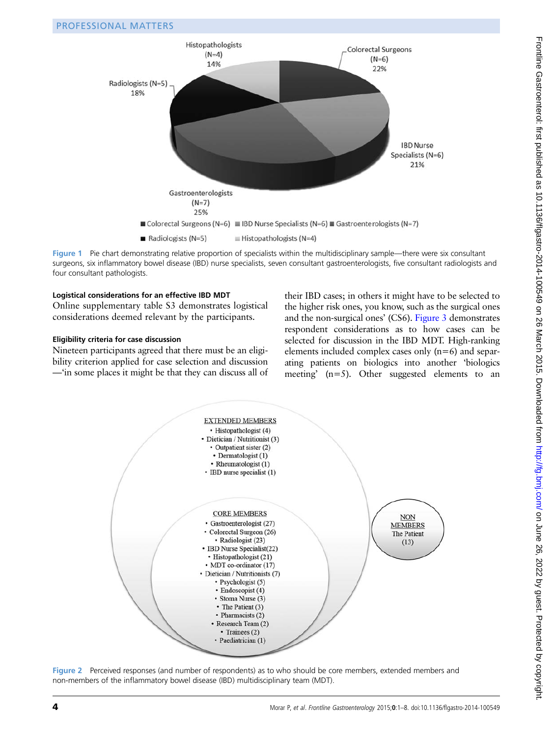Figure 1 Pie chart demonstrating relative proportion of specialists within the multidisciplinary sample—there were six consultant surgeons, six inflammatory bowel disease (IBD) nurse specialists, seven consultant gastroenterologists, five consultant radiologists and four consultant pathologists.

### Logistical considerations for an effective IBD MDT

Online supplementary table S3 demonstrates logistical considerations deemed relevant by the participants.

### Eligibility criteria for case discussion

Nineteen participants agreed that there must be an eligibility criterion applied for case selection and discussion—'in some places it might be that they can discuss all of their IBD cases; in others it might have to be selected to the higher risk ones, you know, such as the surgical ones and the non-surgical ones' (CS6). Figure 3 demonstrates respondent considerations as to how cases can be selected for discussion in the IBD MDT. High-ranking elements included complex cases only (n=6) and separating patients on biologics into another 'biologics meeting' (n=5). Other suggested elements to an

Figure 2 Perceived responses (and number of respondents) as to who should be core members, extended members and non-members of the inflammatory bowel disease (IBD) multidisciplinary team (MDT).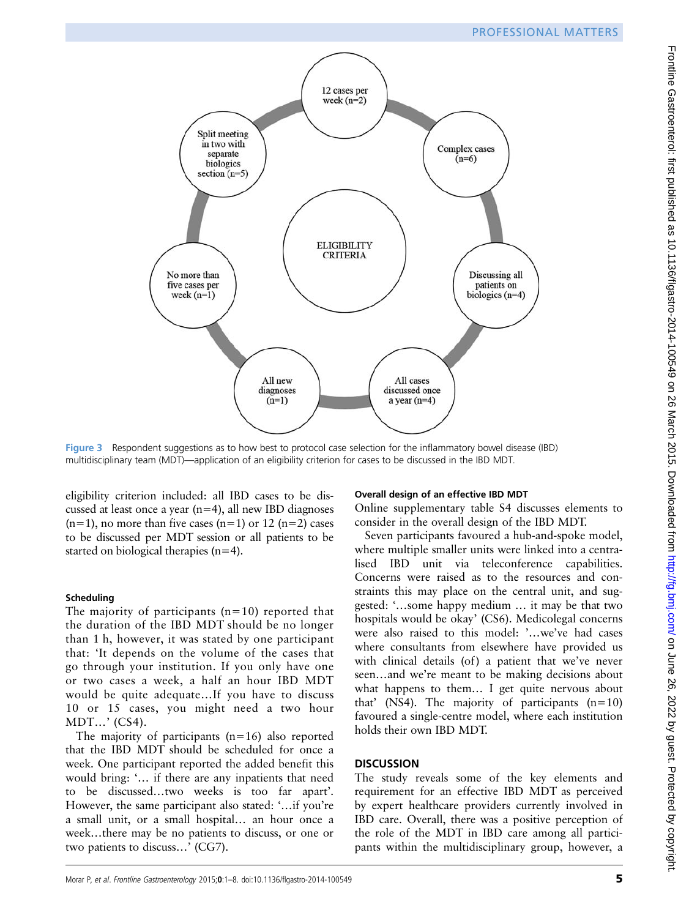Figure 3 Respondent suggestions as to how best to protocol case selection for the inflammatory bowel disease (IBD) multidisciplinary team (MDT)—application of an eligibility criterion for cases to be discussed in the IBD MDT.

eligibility criterion included: all IBD cases to be discussed at least once a year (n=4), all new IBD diagnoses (n=1), no more than five cases (n=1) or 12 (n=2) cases to be discussed per MDT session or all patients to be started on biological therapies (n=4).

#### Scheduling

The majority of participants (n=10) reported that the duration of the IBD MDT should be no longer than 1 h, however, it was stated by one participant that: 'It depends on the volume of the cases that go through your institution. If you only have one or two cases a week, a half an hour IBD MDT would be quite adequate…If you have to discuss 10 or 15 cases, you might need a two hour MDT…' (CS4).

The majority of participants (n=16) also reported that the IBD MDT should be scheduled for once a week. One participant reported the added benefit this would bring: '… if there are any inpatients that need to be discussed…two weeks is too far apart'. However, the same participant also stated: '…if you're a small unit, or a small hospital… an hour once a week…there may be no patients to discuss, or one or two patients to discuss…' (CG7).

#### Overall design of an effective IBD MDT

Online supplementary table S4 discusses elements to consider in the overall design of the IBD MDT.

Seven participants favoured a hub-and-spoke model, where multiple smaller units were linked into a centralised IBD unit via teleconference capabilities. Concerns were raised as to the resources and constraints this may place on the central unit, and suggested: '…some happy medium … it may be that two hospitals would be okay' (CS6). Medicolegal concerns were also raised to this model: '…we've had cases where consultants from elsewhere have provided us with clinical details (of) a patient that we've never seen…and we're meant to be making decisions about what happens to them… I get quite nervous about that' (NS4). The majority of participants (n=10) favoured a single-centre model, where each institution holds their own IBD MDT.

## DISCUSSION

The study reveals some of the key elements and requirement for an effective IBD MDT as perceived by expert healthcare providers currently involved in IBD care. Overall, there was a positive perception of the role of the MDT in IBD care among all participants within the multidisciplinary group, however, a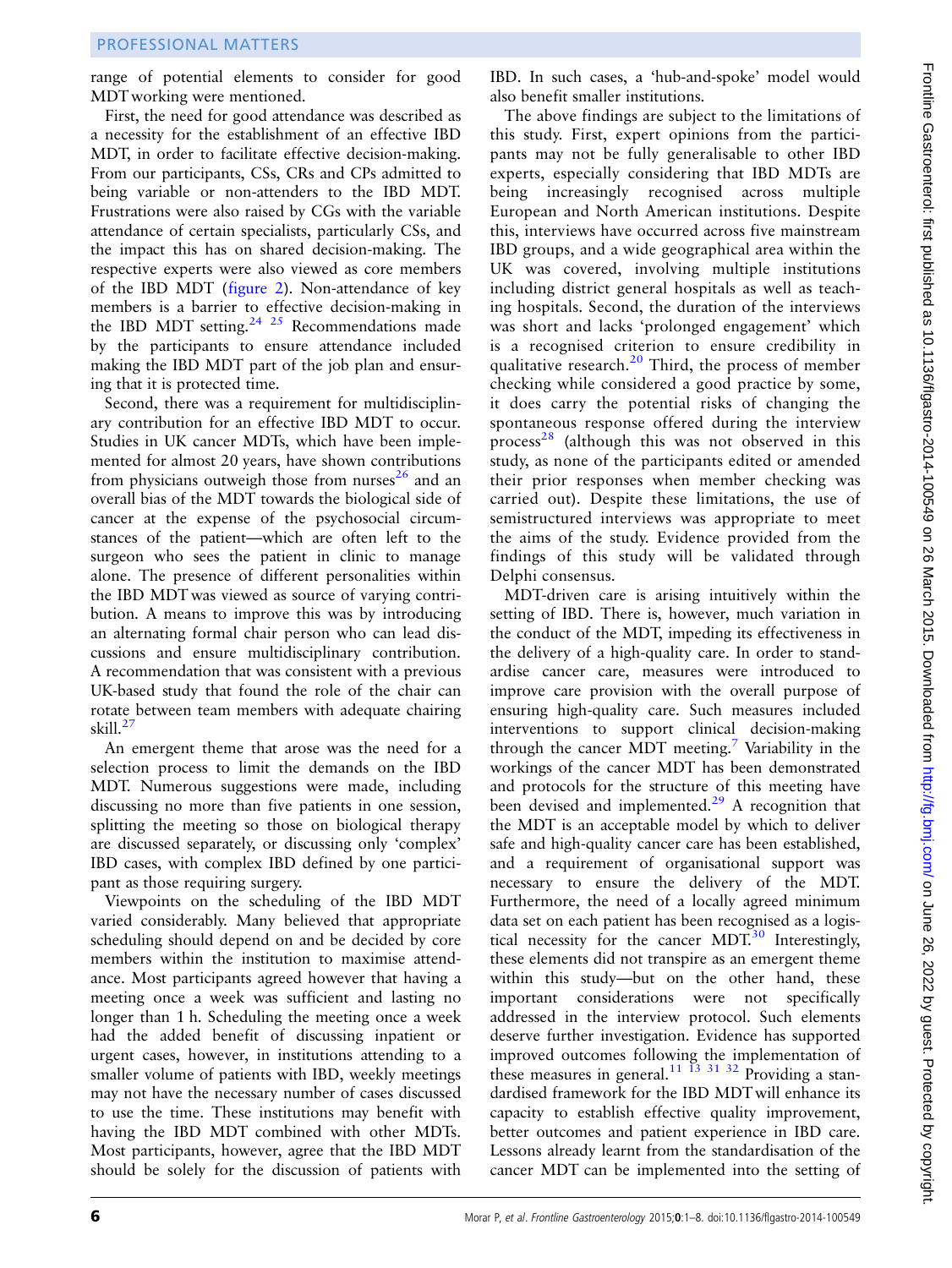range of potential elements to consider for good MDT working were mentioned.

First, the need for good attendance was described as a necessity for the establishment of an effective IBD MDT, in order to facilitate effective decision-making. From our participants, CSs, CRs and CPs admitted to being variable or non-attenders to the IBD MDT. Frustrations were also raised by CGs with the variable attendance of certain specialists, particularly CSs, and the impact this has on shared decision-making. The respective experts were also viewed as core members of the IBD MDT (figure 2). Non-attendance of key members is a barrier to effective decision-making in the IBD MDT setting.[24 25] Recommendations made by the participants to ensure attendance included making the IBD MDT part of the job plan and ensuring that it is protected time.

Second, there was a requirement for multidisciplinary contribution for an effective IBD MDT to occur. Studies in UK cancer MDTs, which have been implemented for almost 20 years, have shown contributions from physicians outweigh those from nurses[26] and an overall bias of the MDT towards the biological side of cancer at the expense of the psychosocial circumstances of the patient—which are often left to the surgeon who sees the patient in clinic to manage alone. The presence of different personalities within the IBD MDT was viewed as source of varying contribution. A means to improve this was by introducing an alternating formal chair person who can lead discussions and ensure multidisciplinary contribution. A recommendation that was consistent with a previous UK-based study that found the role of the chair can rotate between team members with adequate chairing skill.[27]

An emergent theme that arose was the need for a selection process to limit the demands on the IBD MDT. Numerous suggestions were made, including discussing no more than five patients in one session, splitting the meeting so those on biological therapy are discussed separately, or discussing only 'complex' IBD cases, with complex IBD defined by one participant as those requiring surgery.

Viewpoints on the scheduling of the IBD MDT varied considerably. Many believed that appropriate scheduling should depend on and be decided by core members within the institution to maximise attendance. Most participants agreed however that having a meeting once a week was sufficient and lasting no longer than 1 h. Scheduling the meeting once a week had the added benefit of discussing inpatient or urgent cases, however, in institutions attending to a smaller volume of patients with IBD, weekly meetings may not have the necessary number of cases discussed to use the time. These institutions may benefit with having the IBD MDT combined with other MDTs. Most participants, however, agree that the IBD MDT should be solely for the discussion of patients with IBD. In such cases, a 'hub-and-spoke' model would also benefit smaller institutions.

The above findings are subject to the limitations of this study. First, expert opinions from the participants may not be fully generalisable to other IBD experts, especially considering that IBD MDTs are being increasingly recognised across multiple European and North American institutions. Despite this, interviews have occurred across five mainstream IBD groups, and a wide geographical area within the UK was covered, involving multiple institutions including district general hospitals as well as teaching hospitals. Second, the duration of the interviews was short and lacks 'prolonged engagement' which is a recognised criterion to ensure credibility in qualitative research.[20] Third, the process of member checking while considered a good practice by some, it does carry the potential risks of changing the spontaneous response offered during the interview process[28] (although this was not observed in this study, as none of the participants edited or amended their prior responses when member checking was carried out). Despite these limitations, the use of semistructured interviews was appropriate to meet the aims of the study. Evidence provided from the findings of this study will be validated through Delphi consensus.

MDT-driven care is arising intuitively within the setting of IBD. There is, however, much variation in the conduct of the MDT, impeding its effectiveness in the delivery of a high-quality care. In order to standardise cancer care, measures were introduced to improve care provision with the overall purpose of ensuring high-quality care. Such measures included interventions to support clinical decision-making through the cancer MDT meeting.[7] Variability in the workings of the cancer MDT has been demonstrated and protocols for the structure of this meeting have been devised and implemented.[29] A recognition that the MDT is an acceptable model by which to deliver safe and high-quality cancer care has been established, and a requirement of organisational support was necessary to ensure the delivery of the MDT. Furthermore, the need of a locally agreed minimum data set on each patient has been recognised as a logistical necessity for the cancer MDT.[30] Interestingly, these elements did not transpire as an emergent theme within this study—but on the other hand, these important considerations were not specifically addressed in the interview protocol. Such elements deserve further investigation. Evidence has supported improved outcomes following the implementation of these measures in general.[11 13 31 32] Providing a standardised framework for the IBD MDT will enhance its capacity to establish effective quality improvement, better outcomes and patient experience in IBD care. Lessons already learnt from the standardisation of the cancer MDT can be implemented into the setting of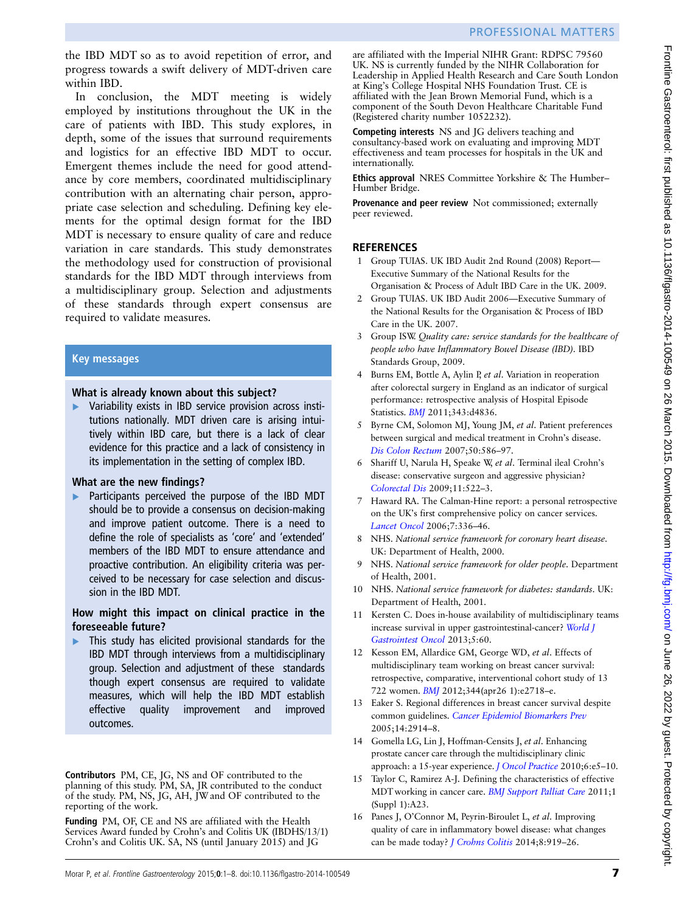the IBD MDT so as to avoid repetition of error, and progress towards a swift delivery of MDT-driven care within IBD.

In conclusion, the MDT meeting is widely employed by institutions throughout the UK in the care of patients with IBD. This study explores, in depth, some of the issues that surround requirements and logistics for an effective IBD MDT to occur. Emergent themes include the need for good attendance by core members, coordinated multidisciplinary contribution with an alternating chair person, appropriate case selection and scheduling. Defining key elements for the optimal design format for the IBD MDT is necessary to ensure quality of care and reduce variation in care standards. This study demonstrates the methodology used for construction of provisional standards for the IBD MDT through interviews from a multidisciplinary group. Selection and adjustments of these standards through expert consensus are required to validate measures.

### Key messages

**What is already known about this subject?**

- Variability exists in IBD service provision across institutions nationally. MDT driven care is arising intuitively within IBD care, but there is a lack of clear evidence for this practice and a lack of consistency in its implementation in the setting of complex IBD.

**What are the new findings?**

- Participants perceived the purpose of the IBD MDT should be to provide a consensus on decision-making and improve patient outcome. There is a need to define the role of specialists as 'core' and 'extended' members of the IBD MDT to ensure attendance and proactive contribution. An eligibility criteria was perceived to be necessary for case selection and discussion in the IBD MDT.

**How might this impact on clinical practice in the foreseeable future?**

- This study has elicited provisional standards for the IBD MDT through interviews from a multidisciplinary group. Selection and adjustment of these standards though expert consensus are required to validate measures, which will help the IBD MDT establish effective quality improvement and improved outcomes.

**Contributors** PM, CE, JG, NS and OF contributed to the planning of this study. PM, SA, JR contributed to the conduct of the study. PM, NS, JG, AH, JW and OF contributed to the reporting of the work.

**Funding** PM, OF, CE and NS are affiliated with the Health Services Award funded by Crohn's and Colitis UK (IBDHS/13/1) Crohn's and Colitis UK. SA, NS (until January 2015) and JG are affiliated with the Imperial NIHR Grant: RDPSC 79560 UK. NS is currently funded by the NIHR Collaboration for Leadership in Applied Health Research and Care South London at King's College Hospital NHS Foundation Trust. CE is affiliated with the Jean Brown Memorial Fund, which is a component of the South Devon Healthcare Charitable Fund (Registered charity number 1052232).

**Competing interests** NS and JG delivers teaching and consultancy-based work on evaluating and improving MDT effectiveness and team processes for hospitals in the UK and internationally.

**Ethics approval** NRES Committee Yorkshire & The Humber–Humber Bridge.

**Provenance and peer review** Not commissioned; externally peer reviewed.

## REFERENCES

1. Group TUIAS. UK IBD Audit 2nd Round (2008) Report—Executive Summary of the National Results for the Organisation & Process of Adult IBD Care in the UK. 2009.
2. Group TUIAS. UK IBD Audit 2006—Executive Summary of the National Results for the Organisation & Process of IBD Care in the UK. 2007.
3. Group ISW. *Quality care: service standards for the healthcare of people who have Inflammatory Bowel Disease (IBD)*. IBD Standards Group, 2009.
4. Burns EM, Bottle A, Aylin P, *et al*. Variation in reoperation after colorectal surgery in England as an indicator of surgical performance: retrospective analysis of Hospital Episode Statistics. *BMJ* 2011;343:d4836.
5. Byrne CM, Solomon MJ, Young JM, *et al*. Patient preferences between surgical and medical treatment in Crohn's disease. *Dis Colon Rectum* 2007;50:586–97.
6. Shariff U, Narula H, Speake W, *et al*. Terminal ileal Crohn's disease: conservative surgeon and aggressive physician? *Colorectal Dis* 2009;11:522–3.
7. Haward RA. The Calman-Hine report: a personal retrospective on the UK's first comprehensive policy on cancer services. *Lancet Oncol* 2006;7:336–46.
8. NHS. *National service framework for coronary heart disease*. UK: Department of Health, 2000.
9. NHS. *National service framework for older people*. Department of Health, 2001.
10. NHS. *National service framework for diabetes: standards*. UK: Department of Health, 2001.
11. Kersten C. Does in-house availability of multidisciplinary teams increase survival in upper gastrointestinal-cancer? *World J Gastrointest Oncol* 2013;5:60.
12. Kesson EM, Allardice GM, George WD, *et al*. Effects of multidisciplinary team working on breast cancer survival: retrospective, comparative, interventional cohort study of 13 722 women. *BMJ* 2012;344(apr26 1):e2718–e.
13. Eaker S. Regional differences in breast cancer survival despite common guidelines. *Cancer Epidemiol Biomarkers Prev* 2005;14:2914–8.
14. Gomella LG, Lin J, Hoffman-Censits J, *et al*. Enhancing prostate cancer care through the multidisciplinary clinic approach: a 15-year experience. *J Oncol Practice* 2010;6:e5–10.
15. Taylor C, Ramirez A-J. Defining the characteristics of effective MDT working in cancer care. *BMJ Support Palliat Care* 2011;1 (Suppl 1):A23.
16. Panes J, O'Connor M, Peyrin-Biroulet L, *et al*. Improving quality of care in inflammatory bowel disease: what changes can be made today? *J Crohns Colitis* 2014;8:919–26.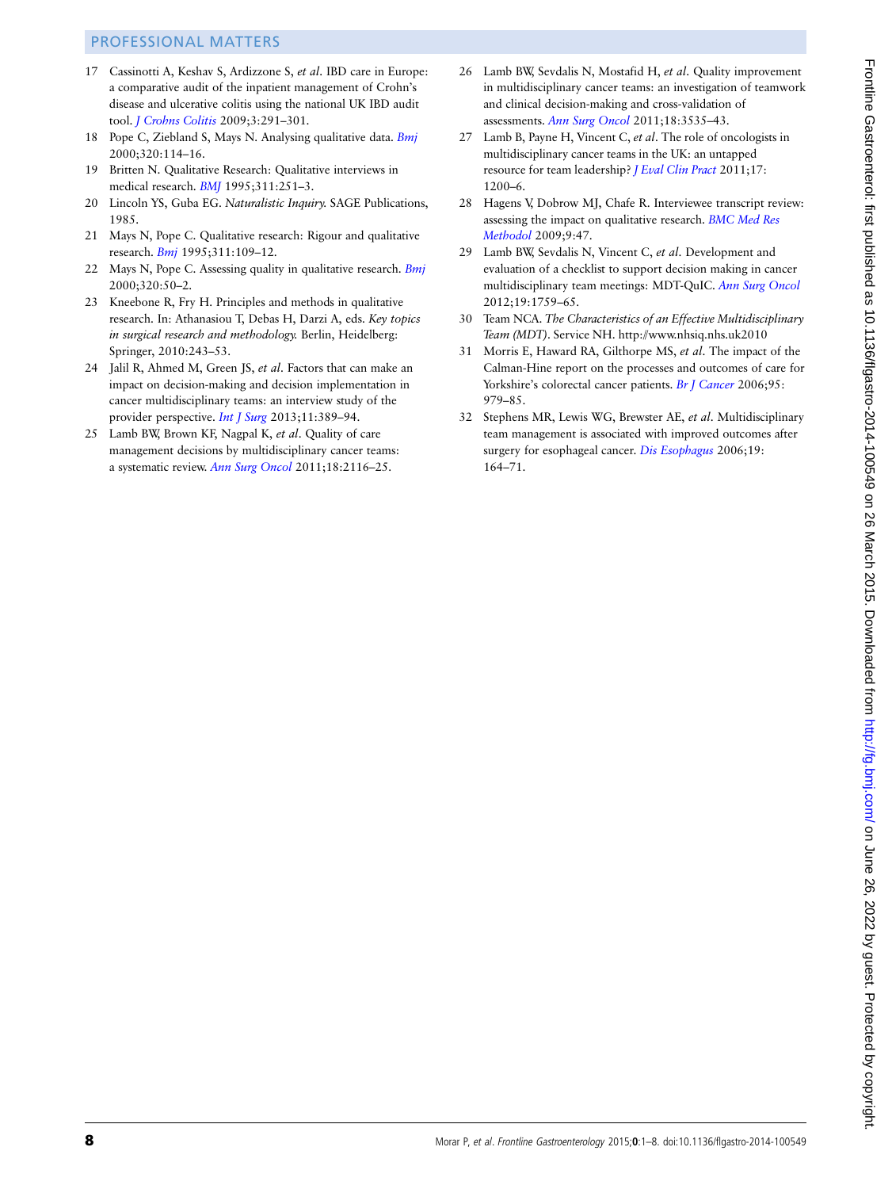17 Cassinotti A, Keshav S, Ardizzone S, *et al*. IBD care in Europe: a comparative audit of the inpatient management of Crohn's disease and ulcerative colitis using the national UK IBD audit tool. *J Crohns Colitis* 2009;3:291–301.
18 Pope C, Ziebland S, Mays N. Analysing qualitative data. *Bmj* 2000;320:114–16.
19 Britten N. Qualitative Research: Qualitative interviews in medical research. *BMJ* 1995;311:251–3.
20 Lincoln YS, Guba EG. *Naturalistic Inquiry.* SAGE Publications, 1985.
21 Mays N, Pope C. Qualitative research: Rigour and qualitative research. *Bmj* 1995;311:109–12.
22 Mays N, Pope C. Assessing quality in qualitative research. *Bmj* 2000;320:50–2.
23 Kneebone R, Fry H. Principles and methods in qualitative research. In: Athanasiou T, Debas H, Darzi A, eds. *Key topics in surgical research and methodology.* Berlin, Heidelberg: Springer, 2010:243–53.
24 Jalil R, Ahmed M, Green JS, *et al*. Factors that can make an impact on decision-making and decision implementation in cancer multidisciplinary teams: an interview study of the provider perspective. *Int J Surg* 2013;11:389–94.
25 Lamb BW, Brown KF, Nagpal K, *et al*. Quality of care management decisions by multidisciplinary cancer teams: a systematic review. *Ann Surg Oncol* 2011;18:2116–25.
26 Lamb BW, Sevdalis N, Mostafid H, *et al*. Quality improvement in multidisciplinary cancer teams: an investigation of teamwork and clinical decision-making and cross-validation of assessments. *Ann Surg Oncol* 2011;18:3535–43.
27 Lamb B, Payne H, Vincent C, *et al*. The role of oncologists in multidisciplinary cancer teams in the UK: an untapped resource for team leadership? *J Eval Clin Pract* 2011;17: 1200–6.
28 Hagens V, Dobrow MJ, Chafe R. Interviewee transcript review: assessing the impact on qualitative research. *BMC Med Res Methodol* 2009;9:47.
29 Lamb BW, Sevdalis N, Vincent C, *et al*. Development and evaluation of a checklist to support decision making in cancer multidisciplinary team meetings: MDT-QuIC. *Ann Surg Oncol* 2012;19:1759–65.
30 Team NCA. *The Characteristics of an Effective Multidisciplinary Team (MDT)*. Service NH. http://www.nhsiq.nhs.uk2010
31 Morris E, Haward RA, Gilthorpe MS, *et al*. The impact of the Calman-Hine report on the processes and outcomes of care for Yorkshire's colorectal cancer patients. *Br J Cancer* 2006;95: 979–85.
32 Stephens MR, Lewis WG, Brewster AE, *et al*. Multidisciplinary team management is associated with improved outcomes after surgery for esophageal cancer. *Dis Esophagus* 2006;19: 164–71.